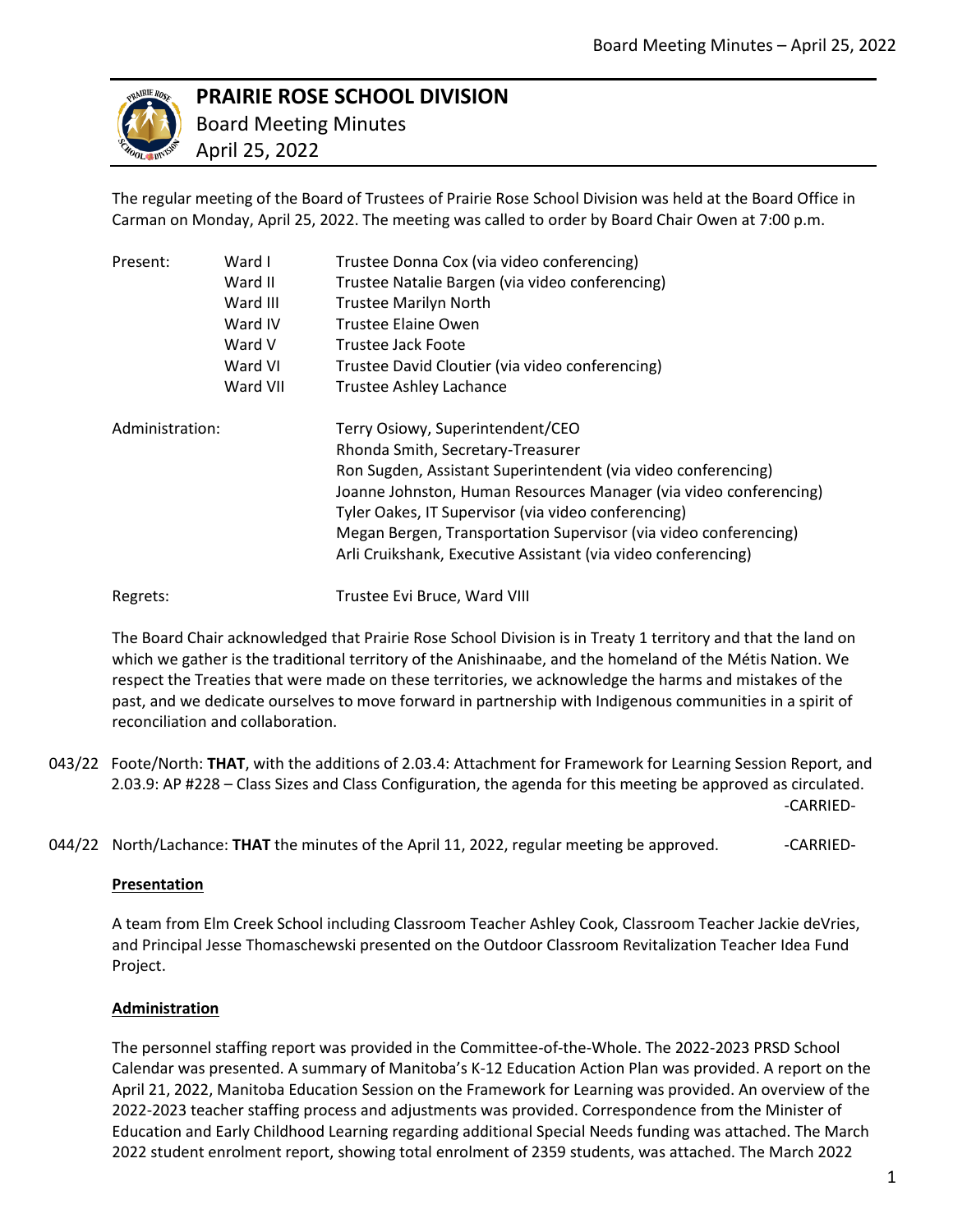# PRAIRIE ROSE SCHOOL DIVISION

Board Meeting Minutes
April 25, 2022

The regular meeting of the Board of Trustees of Prairie Rose School Division was held at the Board Office in Carman on Monday, April 25, 2022. The meeting was called to order by Board Chair Owen at 7:00 p.m.

| | | |
|---|---|---|
| Present: | Ward I | Trustee Donna Cox (via video conferencing) |
| | Ward II | Trustee Natalie Bargen (via video conferencing) |
| | Ward III | Trustee Marilyn North |
| | Ward IV | Trustee Elaine Owen |
| | Ward V | Trustee Jack Foote |
| | Ward VI | Trustee David Cloutier (via video conferencing) |
| | Ward VII | Trustee Ashley Lachance |
| Administration: | | Terry Osiowy, Superintendent/CEO |
| | | Rhonda Smith, Secretary-Treasurer |
| | | Ron Sugden, Assistant Superintendent (via video conferencing) |
| | | Joanne Johnston, Human Resources Manager (via video conferencing) |
| | | Tyler Oakes, IT Supervisor (via video conferencing) |
| | | Megan Bergen, Transportation Supervisor (via video conferencing) |
| | | Arli Cruikshank, Executive Assistant (via video conferencing) |
| Regrets: | | Trustee Evi Bruce, Ward VIII |

The Board Chair acknowledged that Prairie Rose School Division is in Treaty 1 territory and that the land on which we gather is the traditional territory of the Anishinaabe, and the homeland of the Métis Nation. We respect the Treaties that were made on these territories, we acknowledge the harms and mistakes of the past, and we dedicate ourselves to move forward in partnership with Indigenous communities in a spirit of reconciliation and collaboration.

043/22 Foote/North: **THAT**, with the additions of 2.03.4: Attachment for Framework for Learning Session Report, and 2.03.9: AP #228 – Class Sizes and Class Configuration, the agenda for this meeting be approved as circulated. -CARRIED-

044/22 North/Lachance: **THAT** the minutes of the April 11, 2022, regular meeting be approved. -CARRIED-

**Presentation**

A team from Elm Creek School including Classroom Teacher Ashley Cook, Classroom Teacher Jackie deVries, and Principal Jesse Thomaschewski presented on the Outdoor Classroom Revitalization Teacher Idea Fund Project.

**Administration**

The personnel staffing report was provided in the Committee-of-the-Whole. The 2022-2023 PRSD School Calendar was presented. A summary of Manitoba's K-12 Education Action Plan was provided. A report on the April 21, 2022, Manitoba Education Session on the Framework for Learning was provided. An overview of the 2022-2023 teacher staffing process and adjustments was provided. Correspondence from the Minister of Education and Early Childhood Learning regarding additional Special Needs funding was attached. The March 2022 student enrolment report, showing total enrolment of 2359 students, was attached. The March 2022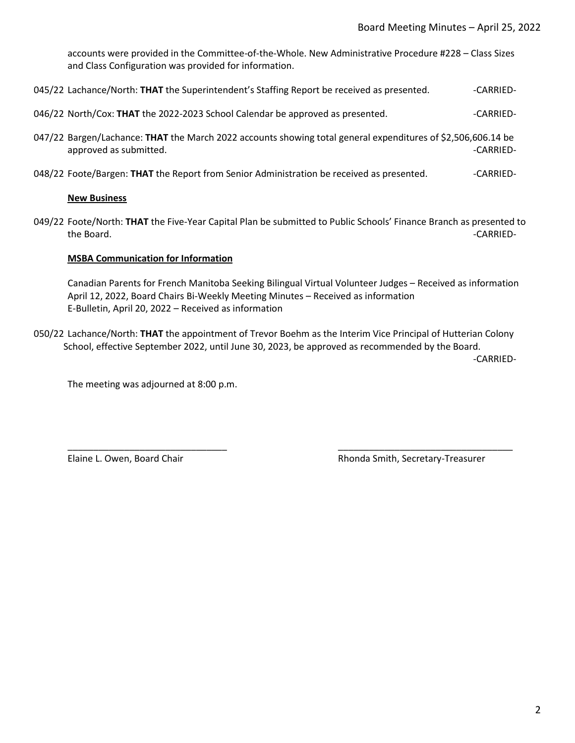accounts were provided in the Committee-of-the-Whole. New Administrative Procedure #228 – Class Sizes and Class Configuration was provided for information.

045/22 Lachance/North: **THAT** the Superintendent's Staffing Report be received as presented. -CARRIED-

046/22 North/Cox: **THAT** the 2022-2023 School Calendar be approved as presented. -CARRIED-

047/22 Bargen/Lachance: **THAT** the March 2022 accounts showing total general expenditures of $2,506,606.14 be approved as submitted. -CARRIED-

048/22 Foote/Bargen: **THAT** the Report from Senior Administration be received as presented. -CARRIED-

**New Business**

049/22 Foote/North: **THAT** the Five-Year Capital Plan be submitted to Public Schools' Finance Branch as presented to the Board. -CARRIED-

**MSBA Communication for Information**

Canadian Parents for French Manitoba Seeking Bilingual Virtual Volunteer Judges – Received as information
April 12, 2022, Board Chairs Bi-Weekly Meeting Minutes – Received as information
E-Bulletin, April 20, 2022 – Received as information

050/22 Lachance/North: **THAT** the appointment of Trevor Boehm as the Interim Vice Principal of Hutterian Colony School, effective September 2022, until June 30, 2023, be approved as recommended by the Board. -CARRIED-

The meeting was adjourned at 8:00 p.m.

\_\_\_\_\_\_\_\_\_\_\_\_\_\_\_\_\_\_\_\_\_\_\_\_\_\_\_\_\_\_\_\_
Elaine L. Owen, Board Chair

\_\_\_\_\_\_\_\_\_\_\_\_\_\_\_\_\_\_\_\_\_\_\_\_\_\_\_\_\_\_\_\_
Rhonda Smith, Secretary-Treasurer